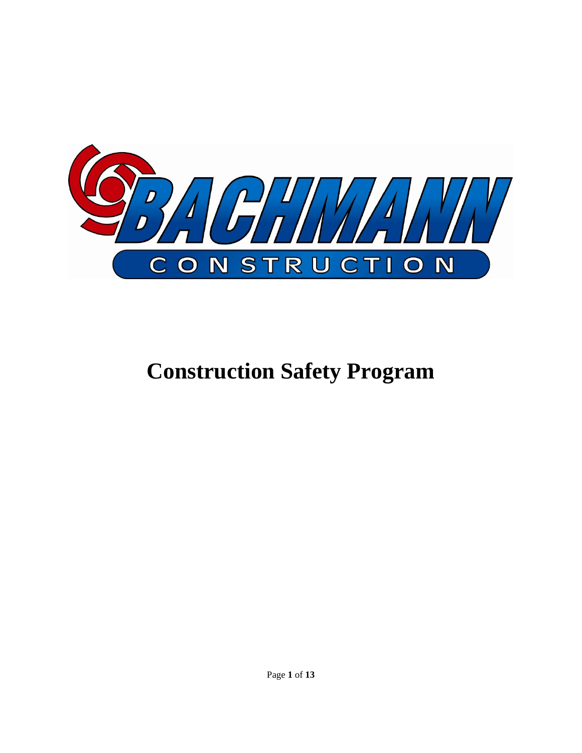BACHMANN

CONSTRUCTION

# Construction Safety Program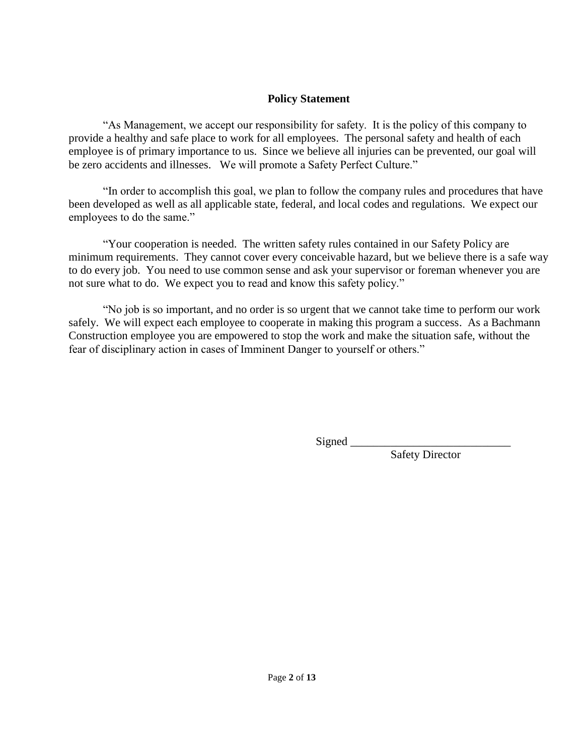## Policy Statement

"As Management, we accept our responsibility for safety. It is the policy of this company to provide a healthy and safe place to work for all employees. The personal safety and health of each employee is of primary importance to us. Since we believe all injuries can be prevented, our goal will be zero accidents and illnesses. We will promote a Safety Perfect Culture."

"In order to accomplish this goal, we plan to follow the company rules and procedures that have been developed as well as all applicable state, federal, and local codes and regulations. We expect our employees to do the same."

"Your cooperation is needed. The written safety rules contained in our Safety Policy are minimum requirements. They cannot cover every conceivable hazard, but we believe there is a safe way to do every job. You need to use common sense and ask your supervisor or foreman whenever you are not sure what to do. We expect you to read and know this safety policy."

"No job is so important, and no order is so urgent that we cannot take time to perform our work safely. We will expect each employee to cooperate in making this program a success. As a Bachmann Construction employee you are empowered to stop the work and make the situation safe, without the fear of disciplinary action in cases of Imminent Danger to yourself or others."

Signed ____________________________

Safety Director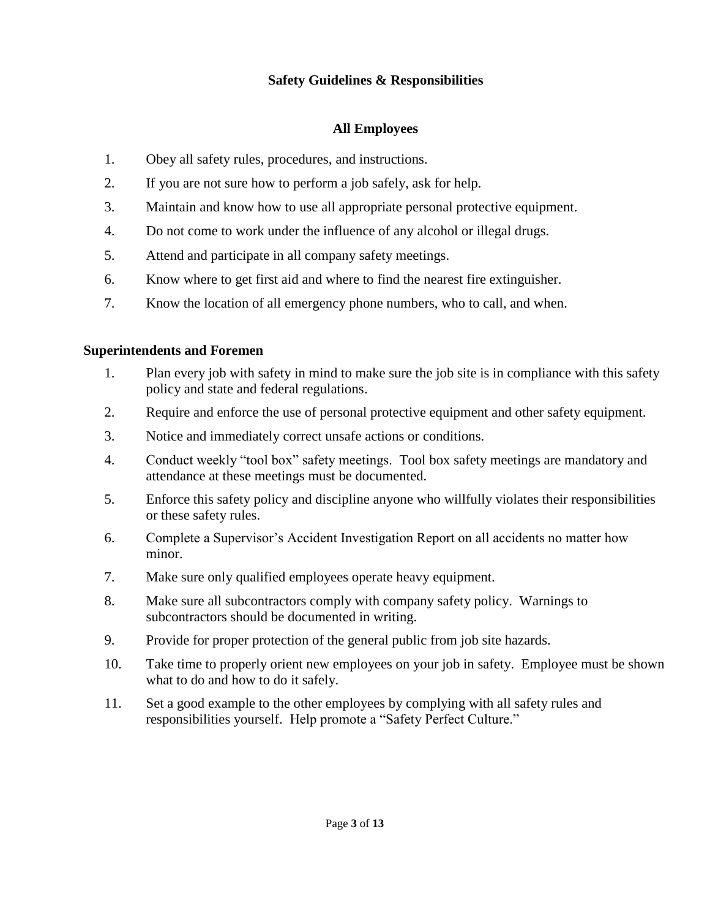## Safety Guidelines & Responsibilities

### All Employees

1. Obey all safety rules, procedures, and instructions.
2. If you are not sure how to perform a job safely, ask for help.
3. Maintain and know how to use all appropriate personal protective equipment.
4. Do not come to work under the influence of any alcohol or illegal drugs.
5. Attend and participate in all company safety meetings.
6. Know where to get first aid and where to find the nearest fire extinguisher.
7. Know the location of all emergency phone numbers, who to call, and when.

### Superintendents and Foremen

1. Plan every job with safety in mind to make sure the job site is in compliance with this safety policy and state and federal regulations.
2. Require and enforce the use of personal protective equipment and other safety equipment.
3. Notice and immediately correct unsafe actions or conditions.
4. Conduct weekly "tool box" safety meetings. Tool box safety meetings are mandatory and attendance at these meetings must be documented.
5. Enforce this safety policy and discipline anyone who willfully violates their responsibilities or these safety rules.
6. Complete a Supervisor's Accident Investigation Report on all accidents no matter how minor.
7. Make sure only qualified employees operate heavy equipment.
8. Make sure all subcontractors comply with company safety policy. Warnings to subcontractors should be documented in writing.
9. Provide for proper protection of the general public from job site hazards.
10. Take time to properly orient new employees on your job in safety. Employee must be shown what to do and how to do it safely.
11. Set a good example to the other employees by complying with all safety rules and responsibilities yourself. Help promote a "Safety Perfect Culture."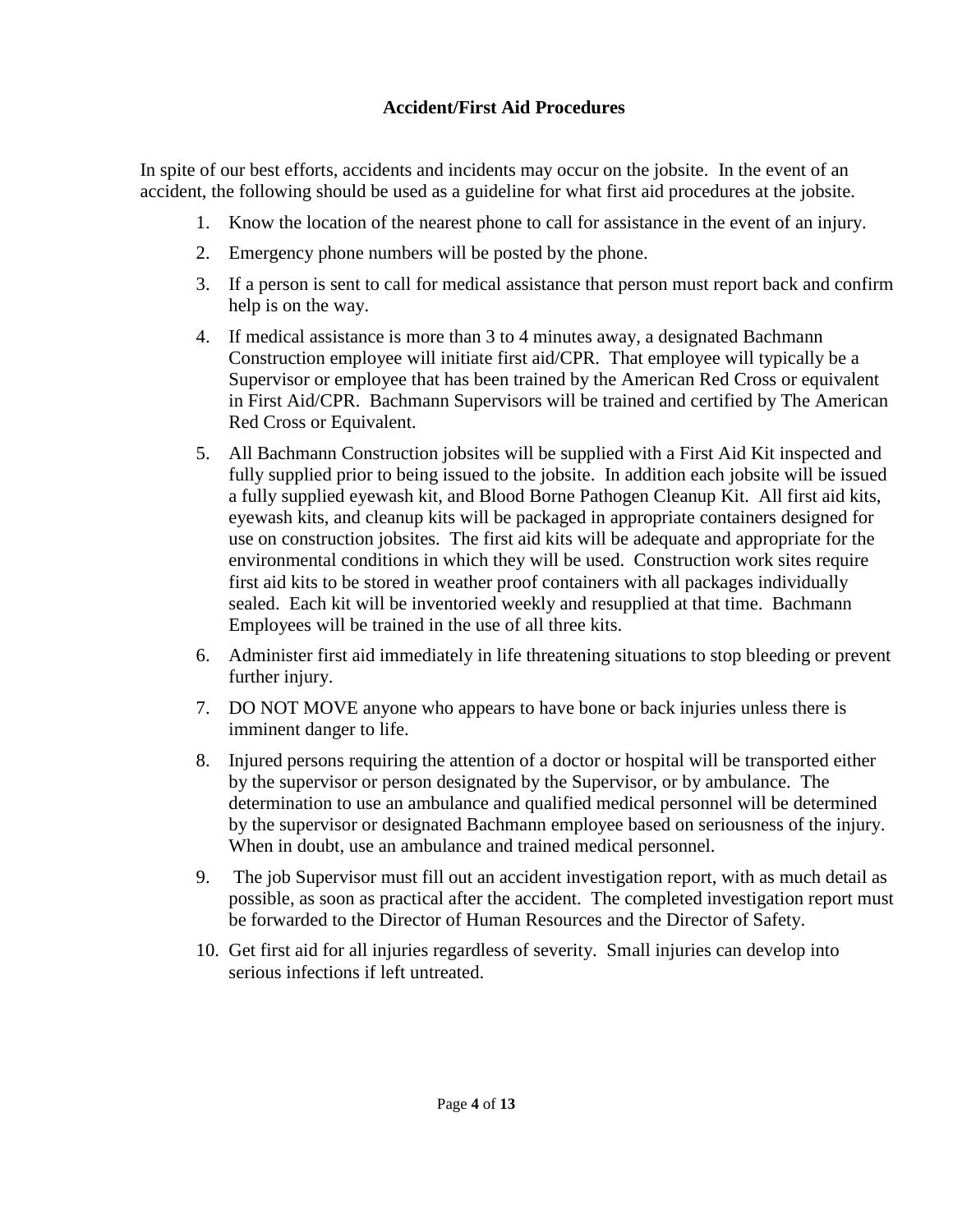## Accident/First Aid Procedures

In spite of our best efforts, accidents and incidents may occur on the jobsite. In the event of an accident, the following should be used as a guideline for what first aid procedures at the jobsite.

1. Know the location of the nearest phone to call for assistance in the event of an injury.
2. Emergency phone numbers will be posted by the phone.
3. If a person is sent to call for medical assistance that person must report back and confirm help is on the way.
4. If medical assistance is more than 3 to 4 minutes away, a designated Bachmann Construction employee will initiate first aid/CPR. That employee will typically be a Supervisor or employee that has been trained by the American Red Cross or equivalent in First Aid/CPR. Bachmann Supervisors will be trained and certified by The American Red Cross or Equivalent.
5. All Bachmann Construction jobsites will be supplied with a First Aid Kit inspected and fully supplied prior to being issued to the jobsite. In addition each jobsite will be issued a fully supplied eyewash kit, and Blood Borne Pathogen Cleanup Kit. All first aid kits, eyewash kits, and cleanup kits will be packaged in appropriate containers designed for use on construction jobsites. The first aid kits will be adequate and appropriate for the environmental conditions in which they will be used. Construction work sites require first aid kits to be stored in weather proof containers with all packages individually sealed. Each kit will be inventoried weekly and resupplied at that time. Bachmann Employees will be trained in the use of all three kits.
6. Administer first aid immediately in life threatening situations to stop bleeding or prevent further injury.
7. DO NOT MOVE anyone who appears to have bone or back injuries unless there is imminent danger to life.
8. Injured persons requiring the attention of a doctor or hospital will be transported either by the supervisor or person designated by the Supervisor, or by ambulance. The determination to use an ambulance and qualified medical personnel will be determined by the supervisor or designated Bachmann employee based on seriousness of the injury. When in doubt, use an ambulance and trained medical personnel.
9. The job Supervisor must fill out an accident investigation report, with as much detail as possible, as soon as practical after the accident. The completed investigation report must be forwarded to the Director of Human Resources and the Director of Safety.
10. Get first aid for all injuries regardless of severity. Small injuries can develop into serious infections if left untreated.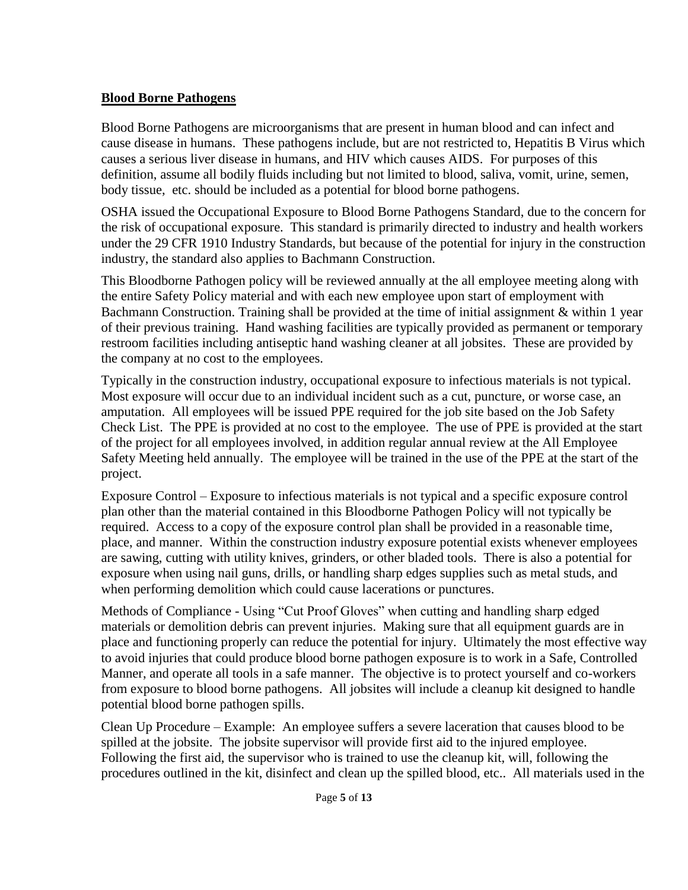## Blood Borne Pathogens

Blood Borne Pathogens are microorganisms that are present in human blood and can infect and cause disease in humans. These pathogens include, but are not restricted to, Hepatitis B Virus which causes a serious liver disease in humans, and HIV which causes AIDS. For purposes of this definition, assume all bodily fluids including but not limited to blood, saliva, vomit, urine, semen, body tissue, etc. should be included as a potential for blood borne pathogens.

OSHA issued the Occupational Exposure to Blood Borne Pathogens Standard, due to the concern for the risk of occupational exposure. This standard is primarily directed to industry and health workers under the 29 CFR 1910 Industry Standards, but because of the potential for injury in the construction industry, the standard also applies to Bachmann Construction.

This Bloodborne Pathogen policy will be reviewed annually at the all employee meeting along with the entire Safety Policy material and with each new employee upon start of employment with Bachmann Construction. Training shall be provided at the time of initial assignment & within 1 year of their previous training. Hand washing facilities are typically provided as permanent or temporary restroom facilities including antiseptic hand washing cleaner at all jobsites. These are provided by the company at no cost to the employees.

Typically in the construction industry, occupational exposure to infectious materials is not typical. Most exposure will occur due to an individual incident such as a cut, puncture, or worse case, an amputation. All employees will be issued PPE required for the job site based on the Job Safety Check List. The PPE is provided at no cost to the employee. The use of PPE is provided at the start of the project for all employees involved, in addition regular annual review at the All Employee Safety Meeting held annually. The employee will be trained in the use of the PPE at the start of the project.

Exposure Control – Exposure to infectious materials is not typical and a specific exposure control plan other than the material contained in this Bloodborne Pathogen Policy will not typically be required. Access to a copy of the exposure control plan shall be provided in a reasonable time, place, and manner. Within the construction industry exposure potential exists whenever employees are sawing, cutting with utility knives, grinders, or other bladed tools. There is also a potential for exposure when using nail guns, drills, or handling sharp edges supplies such as metal studs, and when performing demolition which could cause lacerations or punctures.

Methods of Compliance - Using "Cut Proof Gloves" when cutting and handling sharp edged materials or demolition debris can prevent injuries. Making sure that all equipment guards are in place and functioning properly can reduce the potential for injury. Ultimately the most effective way to avoid injuries that could produce blood borne pathogen exposure is to work in a Safe, Controlled Manner, and operate all tools in a safe manner. The objective is to protect yourself and co-workers from exposure to blood borne pathogens. All jobsites will include a cleanup kit designed to handle potential blood borne pathogen spills.

Clean Up Procedure – Example: An employee suffers a severe laceration that causes blood to be spilled at the jobsite. The jobsite supervisor will provide first aid to the injured employee. Following the first aid, the supervisor who is trained to use the cleanup kit, will, following the procedures outlined in the kit, disinfect and clean up the spilled blood, etc.. All materials used in the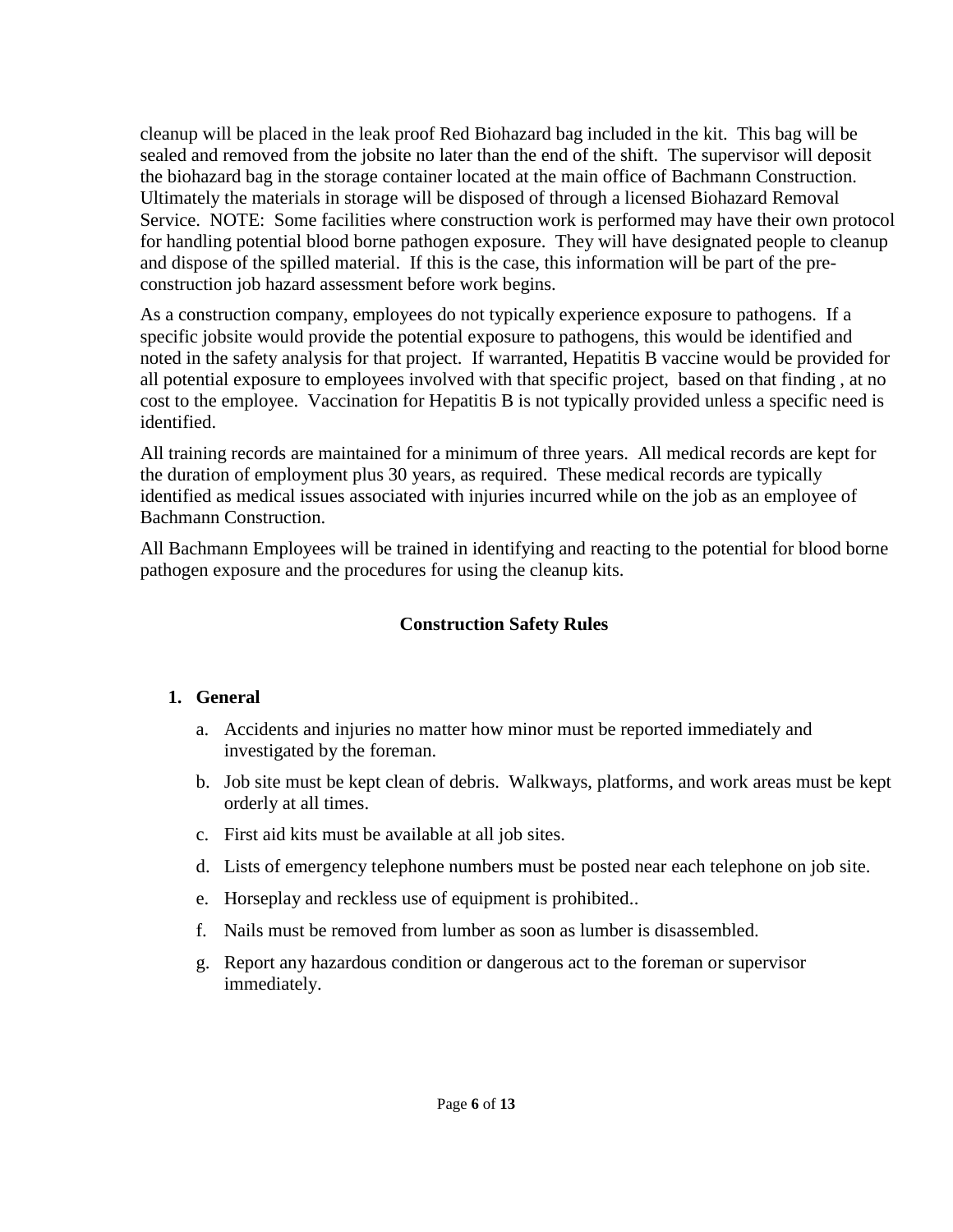cleanup will be placed in the leak proof Red Biohazard bag included in the kit. This bag will be sealed and removed from the jobsite no later than the end of the shift. The supervisor will deposit the biohazard bag in the storage container located at the main office of Bachmann Construction. Ultimately the materials in storage will be disposed of through a licensed Biohazard Removal Service. NOTE: Some facilities where construction work is performed may have their own protocol for handling potential blood borne pathogen exposure. They will have designated people to cleanup and dispose of the spilled material. If this is the case, this information will be part of the pre-construction job hazard assessment before work begins.

As a construction company, employees do not typically experience exposure to pathogens. If a specific jobsite would provide the potential exposure to pathogens, this would be identified and noted in the safety analysis for that project. If warranted, Hepatitis B vaccine would be provided for all potential exposure to employees involved with that specific project, based on that finding , at no cost to the employee. Vaccination for Hepatitis B is not typically provided unless a specific need is identified.

All training records are maintained for a minimum of three years. All medical records are kept for the duration of employment plus 30 years, as required. These medical records are typically identified as medical issues associated with injuries incurred while on the job as an employee of Bachmann Construction.

All Bachmann Employees will be trained in identifying and reacting to the potential for blood borne pathogen exposure and the procedures for using the cleanup kits.

## Construction Safety Rules

1. **General**
    a. Accidents and injuries no matter how minor must be reported immediately and investigated by the foreman.
    b. Job site must be kept clean of debris. Walkways, platforms, and work areas must be kept orderly at all times.
    c. First aid kits must be available at all job sites.
    d. Lists of emergency telephone numbers must be posted near each telephone on job site.
    e. Horseplay and reckless use of equipment is prohibited..
    f. Nails must be removed from lumber as soon as lumber is disassembled.
    g. Report any hazardous condition or dangerous act to the foreman or supervisor immediately.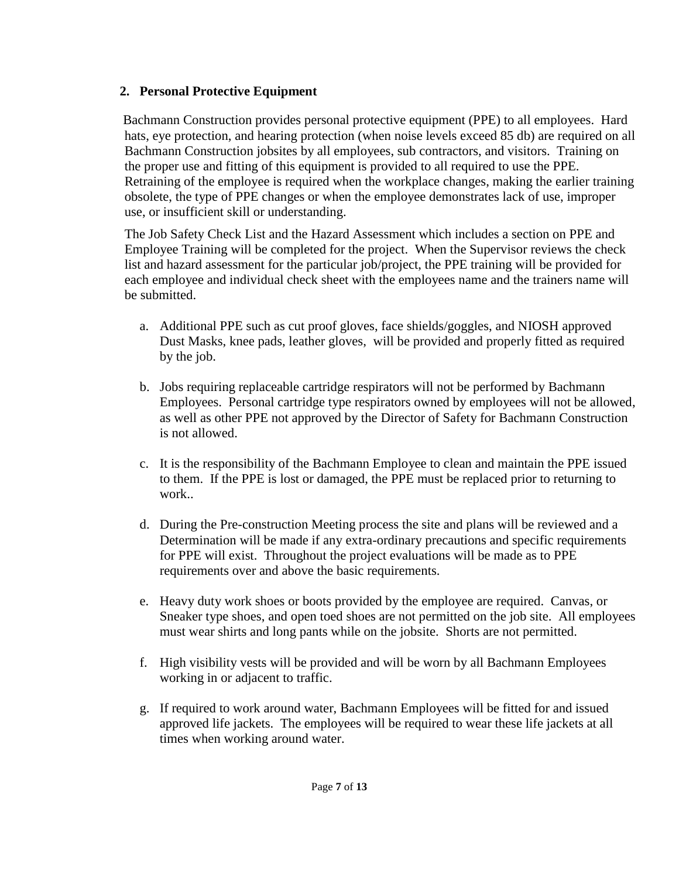## 2. Personal Protective Equipment

Bachmann Construction provides personal protective equipment (PPE) to all employees. Hard hats, eye protection, and hearing protection (when noise levels exceed 85 db) are required on all Bachmann Construction jobsites by all employees, sub contractors, and visitors. Training on the proper use and fitting of this equipment is provided to all required to use the PPE. Retraining of the employee is required when the workplace changes, making the earlier training obsolete, the type of PPE changes or when the employee demonstrates lack of use, improper use, or insufficient skill or understanding.

The Job Safety Check List and the Hazard Assessment which includes a section on PPE and Employee Training will be completed for the project. When the Supervisor reviews the check list and hazard assessment for the particular job/project, the PPE training will be provided for each employee and individual check sheet with the employees name and the trainers name will be submitted.

a. Additional PPE such as cut proof gloves, face shields/goggles, and NIOSH approved Dust Masks, knee pads, leather gloves, will be provided and properly fitted as required by the job.

b. Jobs requiring replaceable cartridge respirators will not be performed by Bachmann Employees. Personal cartridge type respirators owned by employees will not be allowed, as well as other PPE not approved by the Director of Safety for Bachmann Construction is not allowed.

c. It is the responsibility of the Bachmann Employee to clean and maintain the PPE issued to them. If the PPE is lost or damaged, the PPE must be replaced prior to returning to work..

d. During the Pre-construction Meeting process the site and plans will be reviewed and a Determination will be made if any extra-ordinary precautions and specific requirements for PPE will exist. Throughout the project evaluations will be made as to PPE requirements over and above the basic requirements.

e. Heavy duty work shoes or boots provided by the employee are required. Canvas, or Sneaker type shoes, and open toed shoes are not permitted on the job site. All employees must wear shirts and long pants while on the jobsite. Shorts are not permitted.

f. High visibility vests will be provided and will be worn by all Bachmann Employees working in or adjacent to traffic.

g. If required to work around water, Bachmann Employees will be fitted for and issued approved life jackets. The employees will be required to wear these life jackets at all times when working around water.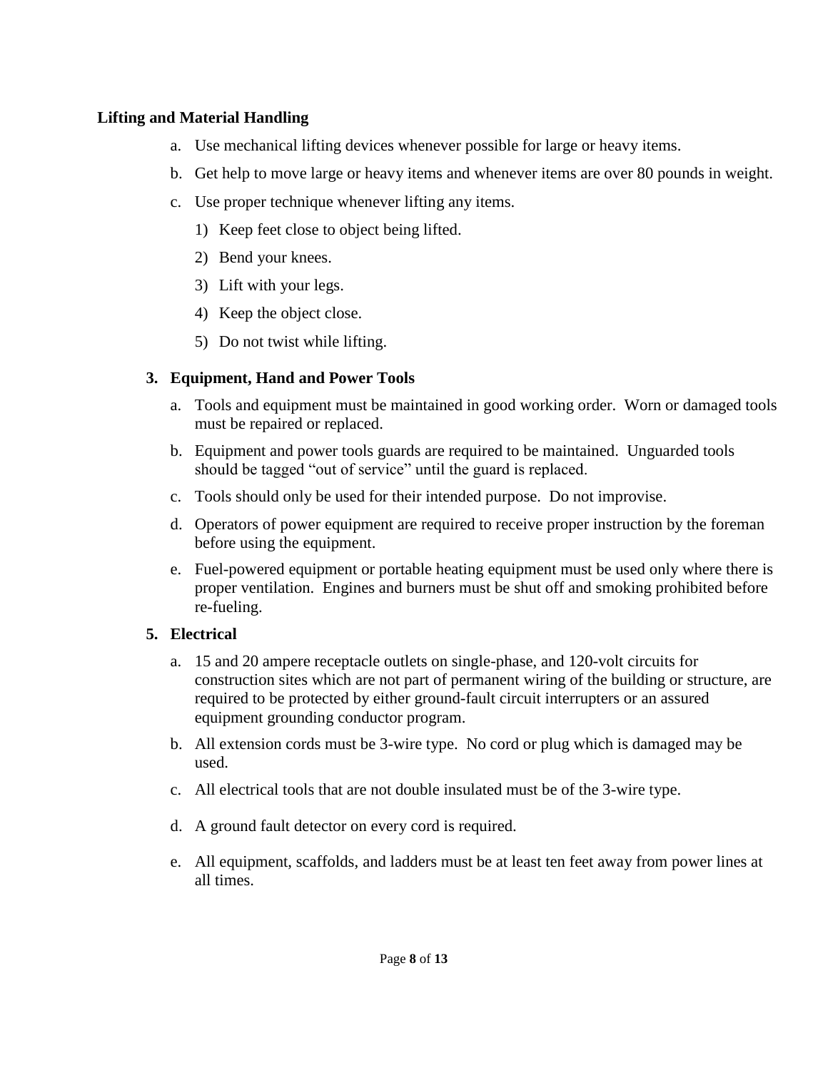**Lifting and Material Handling**

a. Use mechanical lifting devices whenever possible for large or heavy items.

b. Get help to move large or heavy items and whenever items are over 80 pounds in weight.

c. Use proper technique whenever lifting any items.

   1) Keep feet close to object being lifted.

   2) Bend your knees.

   3) Lift with your legs.

   4) Keep the object close.

   5) Do not twist while lifting.

**3. Equipment, Hand and Power Tools**

a. Tools and equipment must be maintained in good working order. Worn or damaged tools must be repaired or replaced.

b. Equipment and power tools guards are required to be maintained. Unguarded tools should be tagged "out of service" until the guard is replaced.

c. Tools should only be used for their intended purpose. Do not improvise.

d. Operators of power equipment are required to receive proper instruction by the foreman before using the equipment.

e. Fuel-powered equipment or portable heating equipment must be used only where there is proper ventilation. Engines and burners must be shut off and smoking prohibited before re-fueling.

**5. Electrical**

a. 15 and 20 ampere receptacle outlets on single-phase, and 120-volt circuits for construction sites which are not part of permanent wiring of the building or structure, are required to be protected by either ground-fault circuit interrupters or an assured equipment grounding conductor program.

b. All extension cords must be 3-wire type. No cord or plug which is damaged may be used.

c. All electrical tools that are not double insulated must be of the 3-wire type.

d. A ground fault detector on every cord is required.

e. All equipment, scaffolds, and ladders must be at least ten feet away from power lines at all times.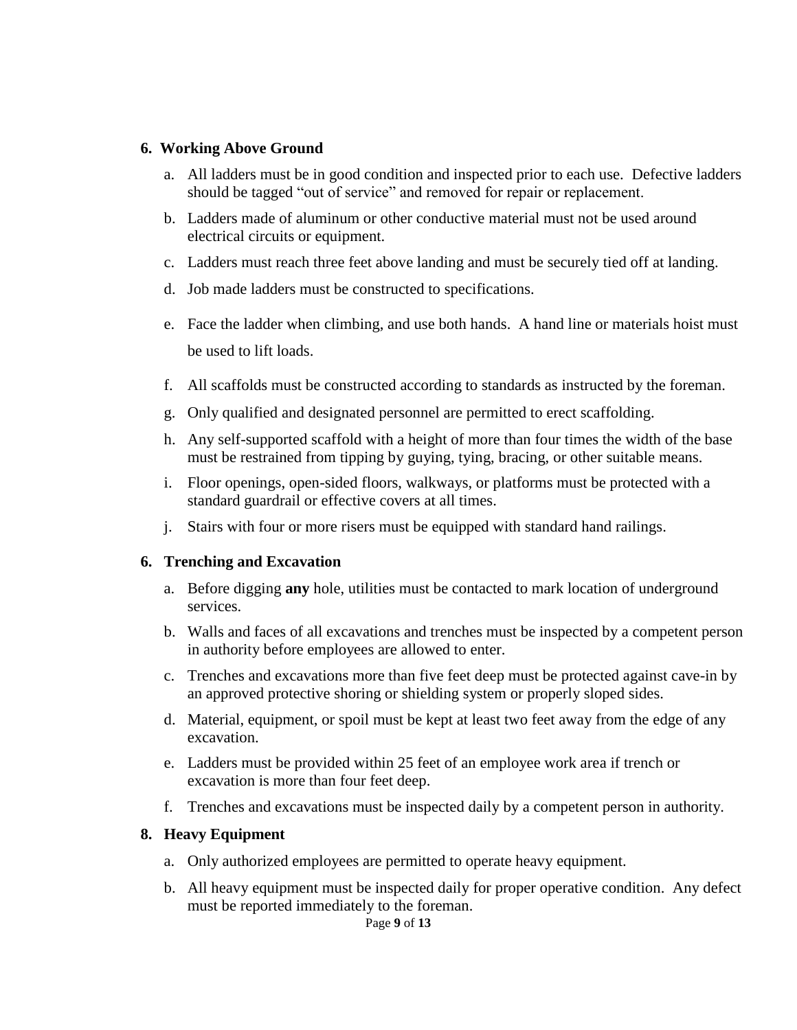## 6. Working Above Ground

a. All ladders must be in good condition and inspected prior to each use. Defective ladders should be tagged "out of service" and removed for repair or replacement.

b. Ladders made of aluminum or other conductive material must not be used around electrical circuits or equipment.

c. Ladders must reach three feet above landing and must be securely tied off at landing.

d. Job made ladders must be constructed to specifications.

e. Face the ladder when climbing, and use both hands. A hand line or materials hoist must be used to lift loads.

f. All scaffolds must be constructed according to standards as instructed by the foreman.

g. Only qualified and designated personnel are permitted to erect scaffolding.

h. Any self-supported scaffold with a height of more than four times the width of the base must be restrained from tipping by guying, tying, bracing, or other suitable means.

i. Floor openings, open-sided floors, walkways, or platforms must be protected with a standard guardrail or effective covers at all times.

j. Stairs with four or more risers must be equipped with standard hand railings.

## 6. Trenching and Excavation

a. Before digging **any** hole, utilities must be contacted to mark location of underground services.

b. Walls and faces of all excavations and trenches must be inspected by a competent person in authority before employees are allowed to enter.

c. Trenches and excavations more than five feet deep must be protected against cave-in by an approved protective shoring or shielding system or properly sloped sides.

d. Material, equipment, or spoil must be kept at least two feet away from the edge of any excavation.

e. Ladders must be provided within 25 feet of an employee work area if trench or excavation is more than four feet deep.

f. Trenches and excavations must be inspected daily by a competent person in authority.

## 8. Heavy Equipment

a. Only authorized employees are permitted to operate heavy equipment.

b. All heavy equipment must be inspected daily for proper operative condition. Any defect must be reported immediately to the foreman.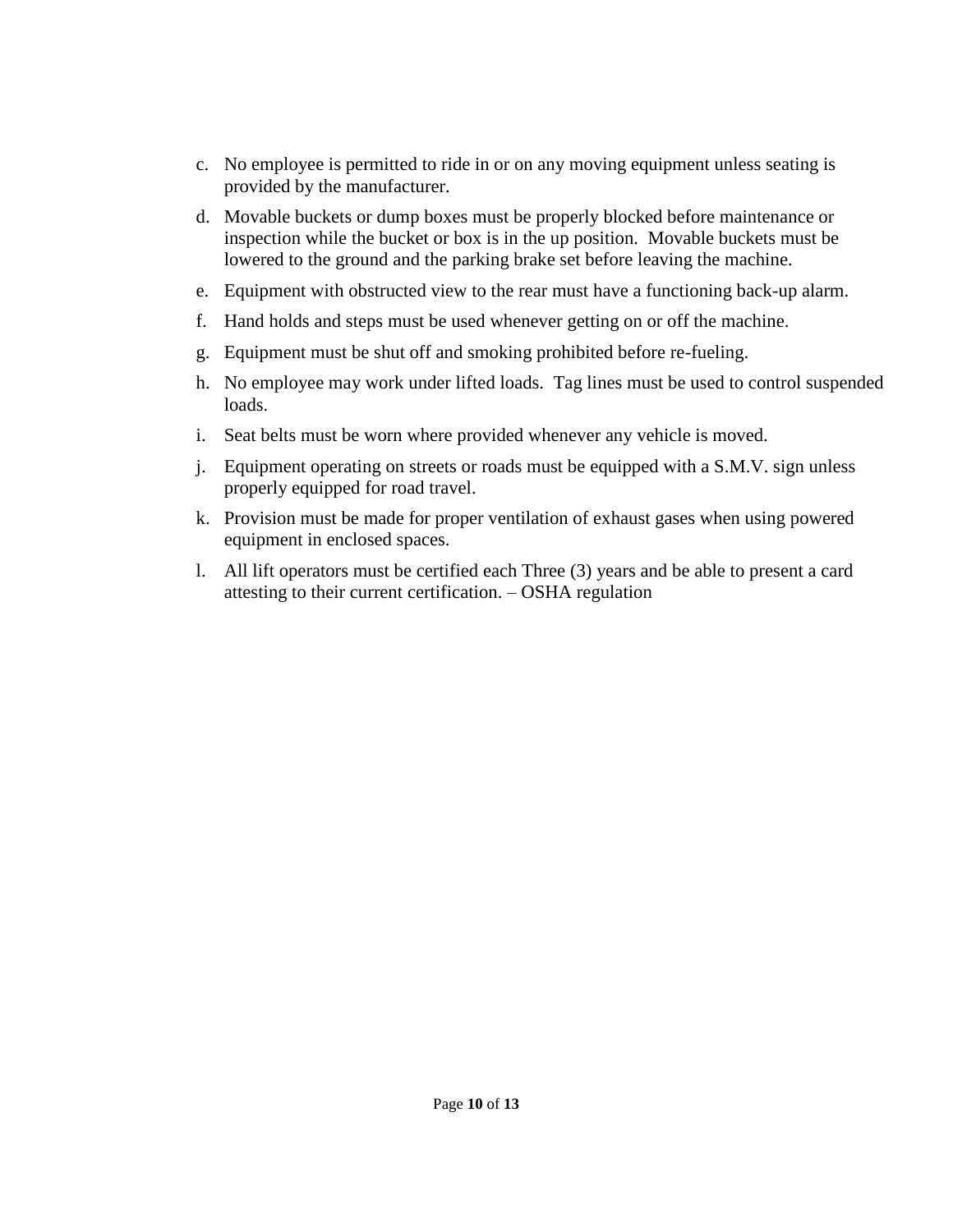c. No employee is permitted to ride in or on any moving equipment unless seating is provided by the manufacturer.

d. Movable buckets or dump boxes must be properly blocked before maintenance or inspection while the bucket or box is in the up position.  Movable buckets must be lowered to the ground and the parking brake set before leaving the machine.

e. Equipment with obstructed view to the rear must have a functioning back-up alarm.

f. Hand holds and steps must be used whenever getting on or off the machine.

g. Equipment must be shut off and smoking prohibited before re-fueling.

h. No employee may work under lifted loads.  Tag lines must be used to control suspended loads.

i. Seat belts must be worn where provided whenever any vehicle is moved.

j. Equipment operating on streets or roads must be equipped with a S.M.V. sign unless properly equipped for road travel.

k. Provision must be made for proper ventilation of exhaust gases when using powered equipment in enclosed spaces.

l. All lift operators must be certified each Three (3) years and be able to present a card attesting to their current certification. – OSHA regulation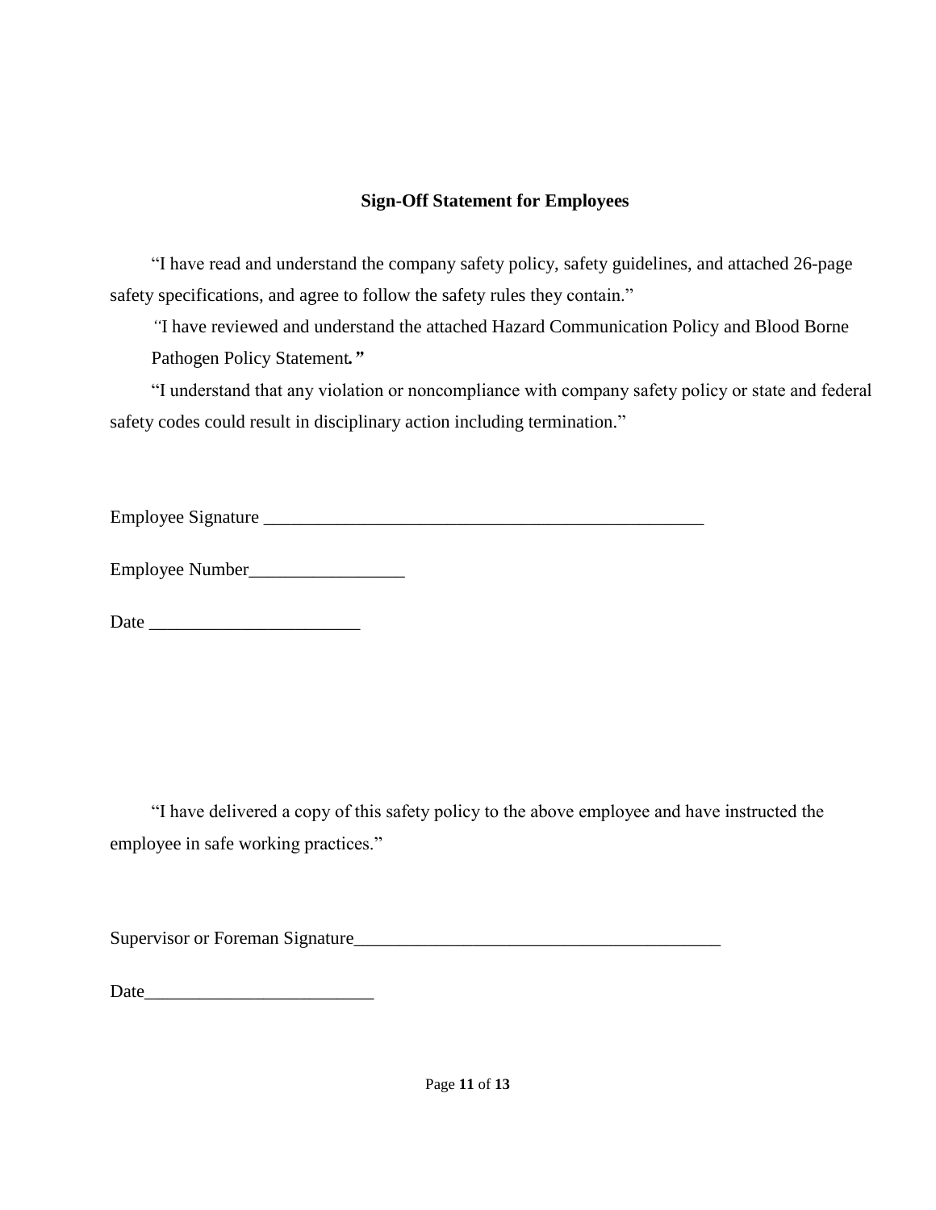**Sign-Off Statement for Employees**

"I have read and understand the company safety policy, safety guidelines, and attached 26-page safety specifications, and agree to follow the safety rules they contain."

"I have reviewed and understand the attached Hazard Communication Policy and Blood Borne Pathogen Policy Statement."

"I understand that any violation or noncompliance with company safety policy or state and federal safety codes could result in disciplinary action including termination."

Employee Signature ___________________________________________________

Employee Number_________________

Date _______________________

"I have delivered a copy of this safety policy to the above employee and have instructed the employee in safe working practices."

Supervisor or Foreman Signature_________________________________________

Date_________________________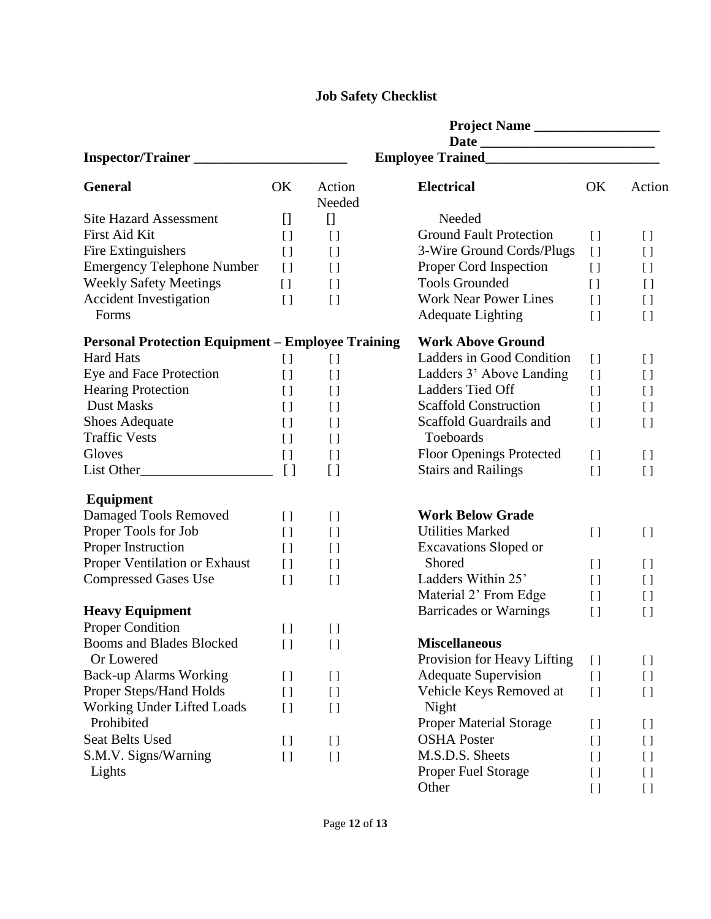# Job Safety Checklist

**Project Name __________________**

**Date _________________________**

**Inspector/Trainer ______________________**

**Employee Trained_________________________**

| **General** | OK | Action Needed |
|---|---|---|
| Site Hazard Assessment | [] | [] |
| First Aid Kit | [ ] | [ ] |
| Fire Extinguishers | [ ] | [ ] |
| Emergency Telephone Number | [ ] | [ ] |
| Weekly Safety Meetings | [ ] | [ ] |
| Accident Investigation Forms | [ ] | [ ] |

| **Personal Protection Equipment – Employee Training** | OK | Action Needed |
|---|---|---|
| Hard Hats | [ ] | [ ] |
| Eye and Face Protection | [ ] | [ ] |
| Hearing Protection | [ ] | [ ] |
| Dust Masks | [ ] | [ ] |
| Shoes Adequate | [ ] | [ ] |
| Traffic Vests | [ ] | [ ] |
| Gloves | [ ] | [ ] |
| List Other___________________ | [ ] | [ ] |

| **Equipment** | OK | Action Needed |
|---|---|---|
| Damaged Tools Removed | [ ] | [ ] |
| Proper Tools for Job | [ ] | [ ] |
| Proper Instruction | [ ] | [ ] |
| Proper Ventilation or Exhaust | [ ] | [ ] |
| Compressed Gases Use | [ ] | [ ] |

| **Heavy Equipment** | OK | Action Needed |
|---|---|---|
| Proper Condition | [ ] | [ ] |
| Booms and Blades Blocked Or Lowered | [ ] | [ ] |
| Back-up Alarms Working | [ ] | [ ] |
| Proper Steps/Hand Holds | [ ] | [ ] |
| Working Under Lifted Loads Prohibited | [ ] | [ ] |
| Seat Belts Used | [ ] | [ ] |
| S.M.V. Signs/Warning Lights | [ ] | [ ] |

| **Electrical** | OK | Action Needed |
|---|---|---|
| Ground Fault Protection | [ ] | [ ] |
| 3-Wire Ground Cords/Plugs | [ ] | [ ] |
| Proper Cord Inspection | [ ] | [ ] |
| Tools Grounded | [ ] | [ ] |
| Work Near Power Lines | [ ] | [ ] |
| Adequate Lighting | [ ] | [ ] |

| **Work Above Ground** | OK | Action Needed |
|---|---|---|
| Ladders in Good Condition | [ ] | [ ] |
| Ladders 3' Above Landing | [ ] | [ ] |
| Ladders Tied Off | [ ] | [ ] |
| Scaffold Construction | [ ] | [ ] |
| Scaffold Guardrails and Toeboards | [ ] | [ ] |
| Floor Openings Protected | [ ] | [ ] |
| Stairs and Railings | [ ] | [ ] |

| **Work Below Grade** | OK | Action Needed |
|---|---|---|
| Utilities Marked | [ ] | [ ] |
| Excavations Sloped or Shored | [ ] | [ ] |
| Ladders Within 25' | [ ] | [ ] |
| Material 2' From Edge | [ ] | [ ] |
| Barricades or Warnings | [ ] | [ ] |

| **Miscellaneous** | OK | Action Needed |
|---|---|---|
| Provision for Heavy Lifting | [ ] | [ ] |
| Adequate Supervision | [ ] | [ ] |
| Vehicle Keys Removed at Night | [ ] | [ ] |
| Proper Material Storage | [ ] | [ ] |
| OSHA Poster | [ ] | [ ] |
| M.S.D.S. Sheets | [ ] | [ ] |
| Proper Fuel Storage | [ ] | [ ] |
| Other | [ ] | [ ] |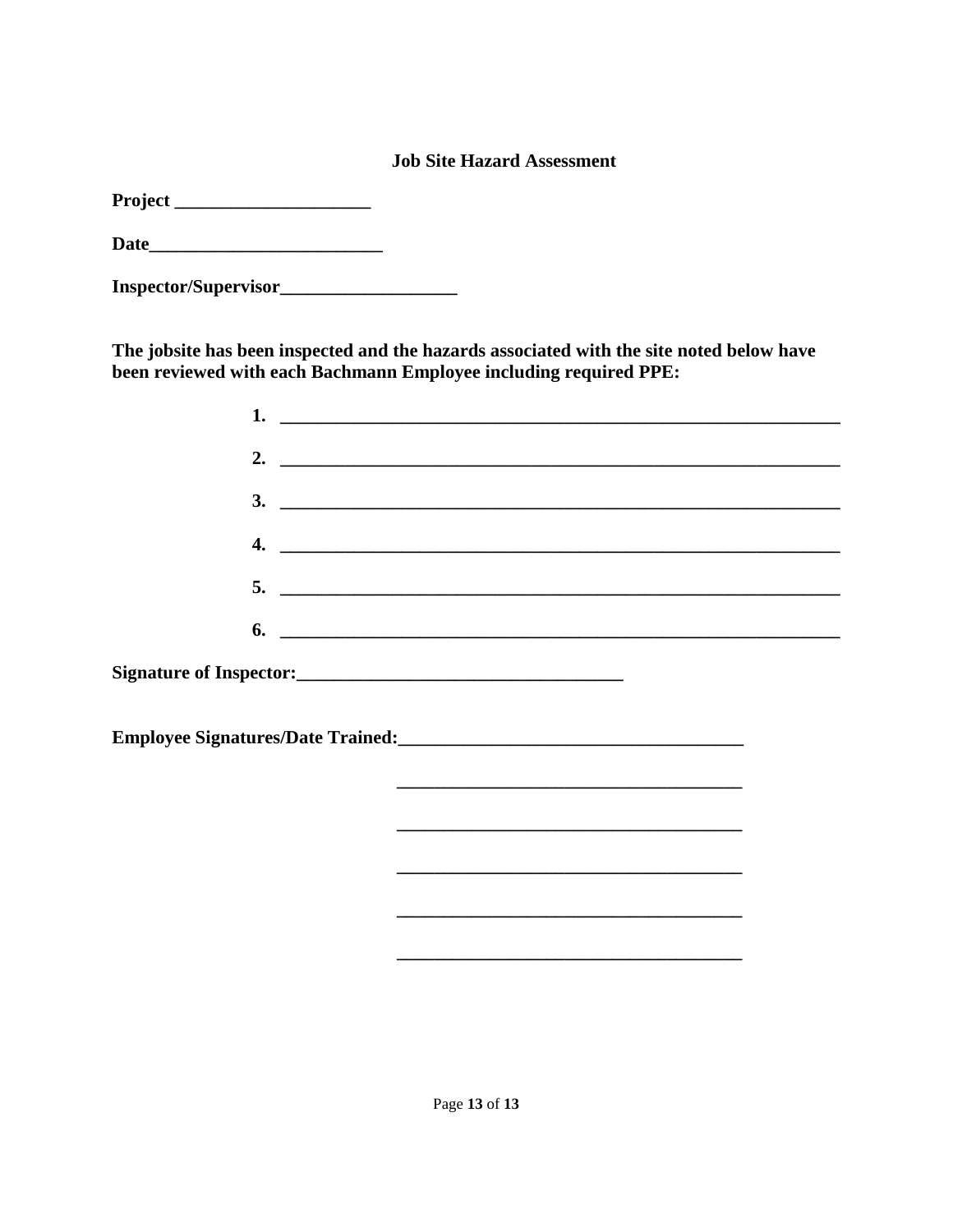## Job Site Hazard Assessment

**Project ____________________**

**Date_________________________**

**Inspector/Supervisor__________________**

**The jobsite has been inspected and the hazards associated with the site noted below have been reviewed with each Bachmann Employee including required PPE:**

1. **__________________________________________________________**
2. **__________________________________________________________**
3. **__________________________________________________________**
4. **__________________________________________________________**
5. **__________________________________________________________**
6. **__________________________________________________________**

**Signature of Inspector:__________________________________**

**Employee Signatures/Date Trained:____________________________________**

**____________________________________**

**____________________________________**

**____________________________________**

**____________________________________**

**____________________________________**